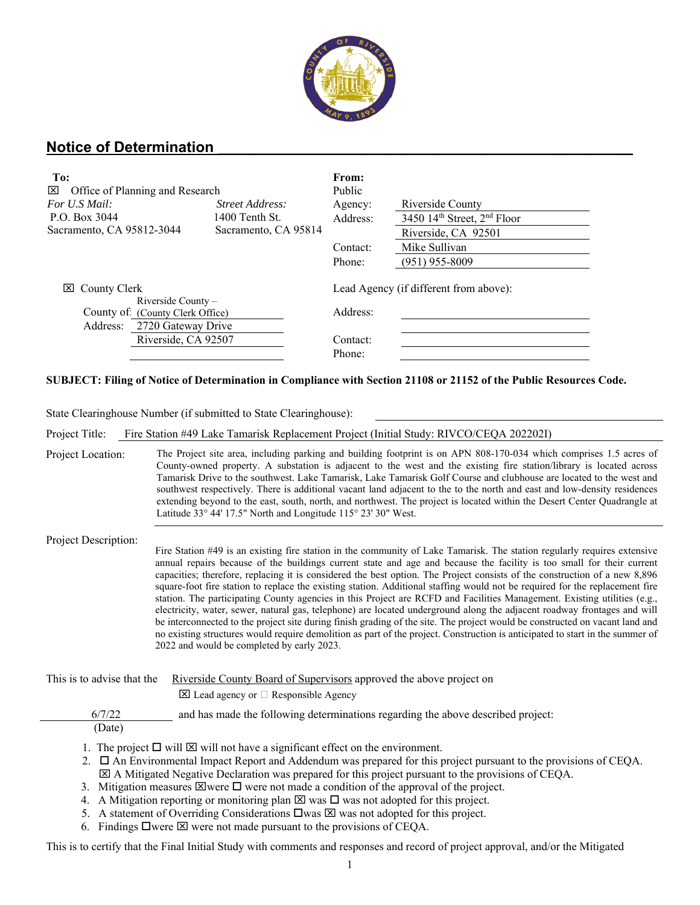## Notice of Determination

**To:**

☒ Office of Planning and Research

| *For U.S Mail:* | *Street Address:* |
|---|---|
| P.O. Box 3044 | 1400 Tenth St. |
| Sacramento, CA 95812-3044 | Sacramento, CA 95814 |

☒ County Clerk

County of: Riverside County – (County Clerk Office)

Address: 2720 Gateway Drive
Riverside, CA 92507

**From:**

Public Agency: Riverside County

Address: 3450 14th Street, 2nd Floor
Riverside, CA 92501

Contact: Mike Sullivan

Phone: (951) 955-8009

Lead Agency (if different from above):

Address:

Contact:

Phone:

**SUBJECT: Filing of Notice of Determination in Compliance with Section 21108 or 21152 of the Public Resources Code.**

State Clearinghouse Number (if submitted to State Clearinghouse):

Project Title: Fire Station #49 Lake Tamarisk Replacement Project (Initial Study: RIVCO/CEQA 202202I)

Project Location: The Project site area, including parking and building footprint is on APN 808-170-034 which comprises 1.5 acres of County-owned property. A substation is adjacent to the west and the existing fire station/library is located across Tamarisk Drive to the southwest. Lake Tamarisk, Lake Tamarisk Golf Course and clubhouse are located to the west and southwest respectively. There is additional vacant land adjacent to the to the north and east and low-density residences extending beyond to the east, south, north, and northwest. The project is located within the Desert Center Quadrangle at Latitude 33° 44' 17.5" North and Longitude 115° 23' 30" West.

Project Description: Fire Station #49 is an existing fire station in the community of Lake Tamarisk. The station regularly requires extensive annual repairs because of the buildings current state and age and because the facility is too small for their current capacities; therefore, replacing it is considered the best option. The Project consists of the construction of a new 8,896 square-foot fire station to replace the existing station. Additional staffing would not be required for the replacement fire station. The participating County agencies in this Project are RCFD and Facilities Management. Existing utilities (e.g., electricity, water, sewer, natural gas, telephone) are located underground along the adjacent roadway frontages and will be interconnected to the project site during finish grading of the site. The project would be constructed on vacant land and no existing structures would require demolition as part of the project. Construction is anticipated to start in the summer of 2022 and would be completed by early 2023.

This is to advise that the Riverside County Board of Supervisors approved the above project on ☒ Lead agency or ☐ Responsible Agency

6/7/22 (Date) and has made the following determinations regarding the above described project:

1. The project ☐ will ☒ will not have a significant effect on the environment.
2. ☐ An Environmental Impact Report and Addendum was prepared for this project pursuant to the provisions of CEQA.
   ☒ A Mitigated Negative Declaration was prepared for this project pursuant to the provisions of CEQA.
3. Mitigation measures ☒were ☐ were not made a condition of the approval of the project.
4. A Mitigation reporting or monitoring plan ☒ was ☐ was not adopted for this project.
5. A statement of Overriding Considerations ☐was ☒ was not adopted for this project.
6. Findings ☐were ☒ were not made pursuant to the provisions of CEQA.

This is to certify that the Final Initial Study with comments and responses and record of project approval, and/or the Mitigated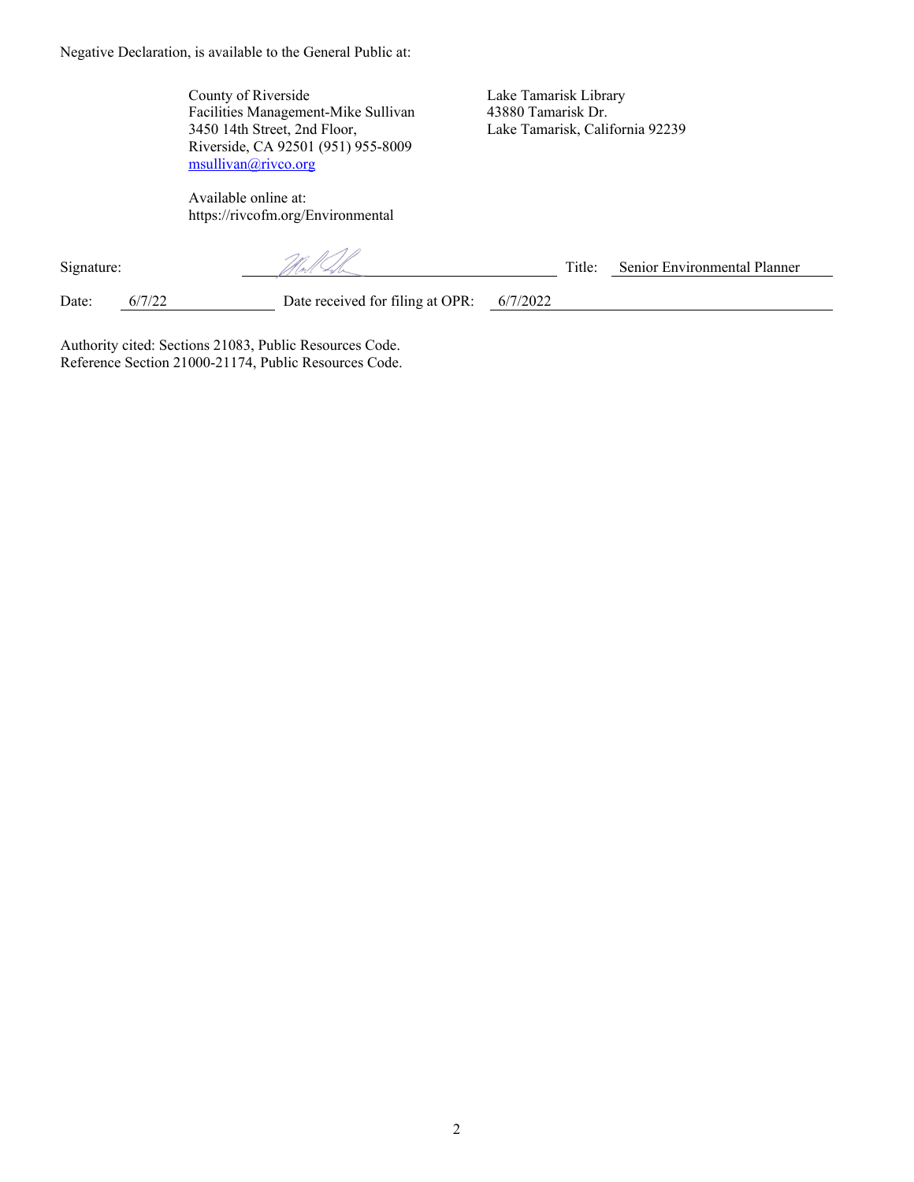Negative Declaration, is available to the General Public at:

County of Riverside
Facilities Management-Mike Sullivan
3450 14th Street, 2nd Floor,
Riverside, CA 92501 (951) 955-8009
msullivan@rivco.org

Lake Tamarisk Library
43880 Tamarisk Dr.
Lake Tamarisk, California 92239

Available online at:
https://rivcofm.org/Environmental

Signature: ______________________ Title: Senior Environmental Planner

Date: 6/7/22 Date received for filing at OPR: 6/7/2022

Authority cited: Sections 21083, Public Resources Code.
Reference Section 21000-21174, Public Resources Code.